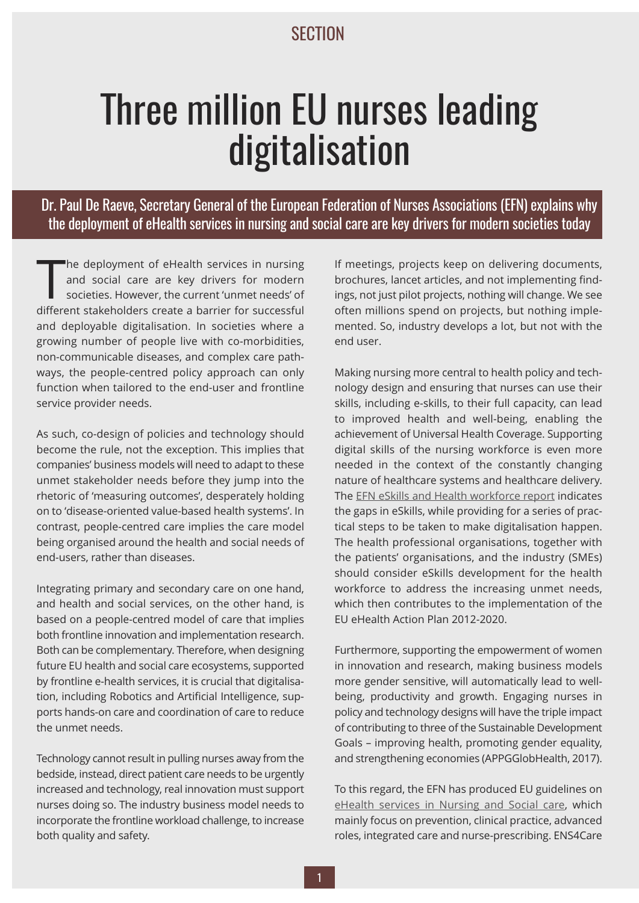SECTION

# Three million EU nurses leading digitalisation

**Dr. Paul De Raeve, Secretary General of the European Federation of Nurses Associations (EFN) explains why the deployment of eHealth services in nursing and social care are key drivers for modern societies today**

The deployment of eHealth services in nursing and social care are key drivers for modern societies. However, the current 'unmet needs' of different stakeholders create a barrier for successful and deployable digitalisation. In societies where a growing number of people live with co-morbidities, non-communicable diseases, and complex care pathways, the people-centred policy approach can only function when tailored to the end-user and frontline service provider needs.

As such, co-design of policies and technology should become the rule, not the exception. This implies that companies' business models will need to adapt to these unmet stakeholder needs before they jump into the rhetoric of 'measuring outcomes', desperately holding on to 'disease-oriented value-based health systems'. In contrast, people-centred care implies the care model being organised around the health and social needs of end-users, rather than diseases.

Integrating primary and secondary care on one hand, and health and social services, on the other hand, is based on a people-centred model of care that implies both frontline innovation and implementation research. Both can be complementary. Therefore, when designing future EU health and social care ecosystems, supported by frontline e-health services, it is crucial that digitalisation, including Robotics and Artificial Intelligence, supports hands-on care and coordination of care to reduce the unmet needs.

Technology cannot result in pulling nurses away from the bedside, instead, direct patient care needs to be urgently increased and technology, real innovation must support nurses doing so. The industry business model needs to incorporate the frontline workload challenge, to increase both quality and safety.

If meetings, projects keep on delivering documents, brochures, lancet articles, and not implementing findings, not just pilot projects, nothing will change. We see often millions spend on projects, but nothing implemented. So, industry develops a lot, but not with the end user.

Making nursing more central to health policy and technology design and ensuring that nurses can use their skills, including e-skills, to their full capacity, can lead to improved health and well-being, enabling the achievement of Universal Health Coverage. Supporting digital skills of the nursing workforce is even more needed in the context of the constantly changing nature of healthcare systems and healthcare delivery. The EFN eSkills and Health workforce report indicates the gaps in eSkills, while providing for a series of practical steps to be taken to make digitalisation happen. The health professional organisations, together with the patients' organisations, and the industry (SMEs) should consider eSkills development for the health workforce to address the increasing unmet needs, which then contributes to the implementation of the EU eHealth Action Plan 2012-2020.

Furthermore, supporting the empowerment of women in innovation and research, making business models more gender sensitive, will automatically lead to well-being, productivity and growth. Engaging nurses in policy and technology designs will have the triple impact of contributing to three of the Sustainable Development Goals – improving health, promoting gender equality, and strengthening economies (APPGGlobHealth, 2017).

To this regard, the EFN has produced EU guidelines on eHealth services in Nursing and Social care, which mainly focus on prevention, clinical practice, advanced roles, integrated care and nurse-prescribing. ENS4Care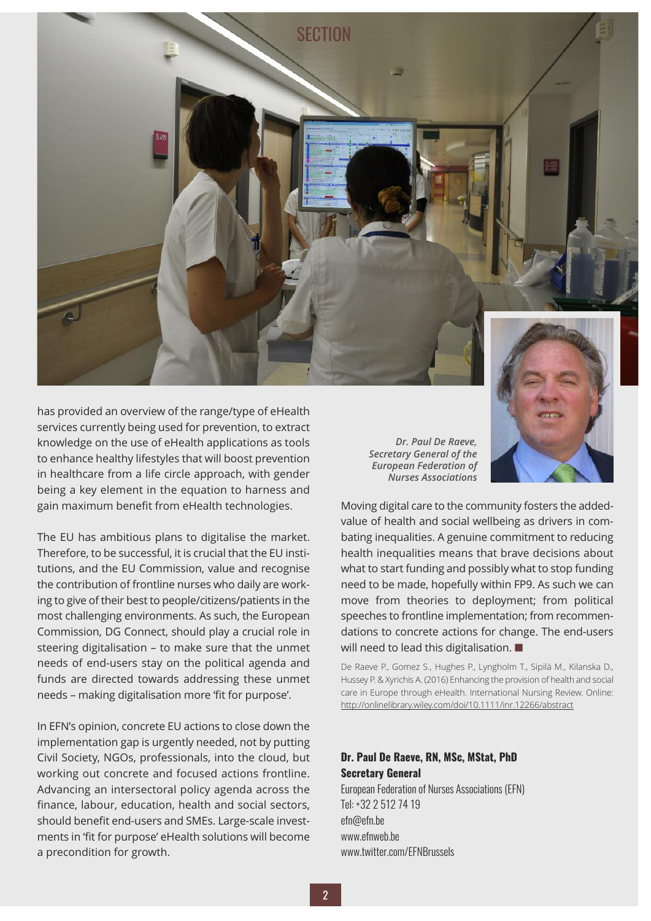has provided an overview of the range/type of eHealth services currently being used for prevention, to extract knowledge on the use of eHealth applications as tools to enhance healthy lifestyles that will boost prevention in healthcare from a life circle approach, with gender being a key element in the equation to harness and gain maximum benefit from eHealth technologies.

The EU has ambitious plans to digitalise the market. Therefore, to be successful, it is crucial that the EU institutions, and the EU Commission, value and recognise the contribution of frontline nurses who daily are working to give of their best to people/citizens/patients in the most challenging environments. As such, the European Commission, DG Connect, should play a crucial role in steering digitalisation – to make sure that the unmet needs of end-users stay on the political agenda and funds are directed towards addressing these unmet needs – making digitalisation more 'fit for purpose'.

In EFN's opinion, concrete EU actions to close down the implementation gap is urgently needed, not by putting Civil Society, NGOs, professionals, into the cloud, but working out concrete and focused actions frontline. Advancing an intersectoral policy agenda across the finance, labour, education, health and social sectors, should benefit end-users and SMEs. Large-scale investments in 'fit for purpose' eHealth solutions will become a precondition for growth.

*Dr. Paul De Raeve, Secretary General of the European Federation of Nurses Associations*

Moving digital care to the community fosters the added-value of health and social wellbeing as drivers in combating inequalities. A genuine commitment to reducing health inequalities means that brave decisions about what to start funding and possibly what to stop funding need to be made, hopefully within FP9. As such we can move from theories to deployment; from political speeches to frontline implementation; from recommendations to concrete actions for change. The end-users will need to lead this digitalisation. ■

De Raeve P., Gomez S., Hughes P., Lyngholm T., Sipilä M., Kilanska D., Hussey P. & Xyrichis A. (2016) Enhancing the provision of health and social care in Europe through eHealth. International Nursing Review. Online: http://onlinelibrary.wiley.com/doi/10.1111/inr.12266/abstract

**Dr. Paul De Raeve, RN, MSc, MStat, PhD**
**Secretary General**
European Federation of Nurses Associations (EFN)
Tel: +32 2 512 74 19
efn@efn.be
www.efnweb.be
www.twitter.com/EFNBrussels